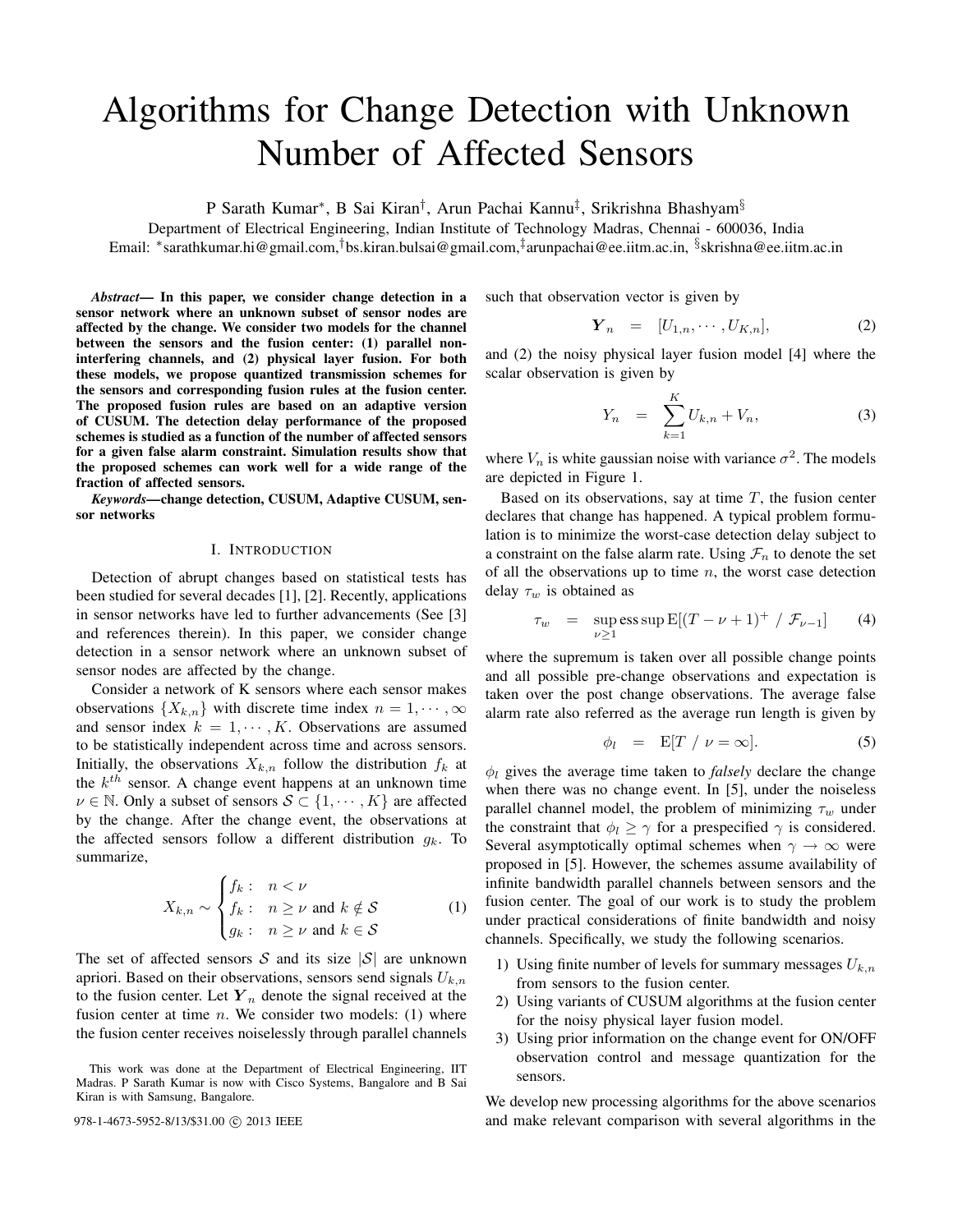# Algorithms for Change Detection with Unknown Number of Affected Sensors

P Sarath Kumar*, B Sai Kiran†, Arun Pachai Kannu‡, Srikrishna Bhashyam§

Department of Electrical Engineering, Indian Institute of Technology Madras, Chennai - 600036, India

Email: *sarathkumar.hi@gmail.com, †bs.kiran.bulsai@gmail.com, ‡arunpachai@ee.iitm.ac.in, §skrishna@ee.iitm.ac.in

***Abstract*— In this paper, we consider change detection in a sensor network where an unknown subset of sensor nodes are affected by the change. We consider two models for the channel between the sensors and the fusion center: (1) parallel non-interfering channels, and (2) physical layer fusion. For both these models, we propose quantized transmission schemes for the sensors and corresponding fusion rules at the fusion center. The proposed fusion rules are based on an adaptive version of CUSUM. The detection delay performance of the proposed schemes is studied as a function of the number of affected sensors for a given false alarm constraint. Simulation results show that the proposed schemes can work well for a wide range of the fraction of affected sensors.**

***Keywords*—change detection, CUSUM, Adaptive CUSUM, sensor networks**

## I. Introduction

Detection of abrupt changes based on statistical tests has been studied for several decades [1], [2]. Recently, applications in sensor networks have led to further advancements (See [3] and references therein). In this paper, we consider change detection in a sensor network where an unknown subset of sensor nodes are affected by the change.

Consider a network of K sensors where each sensor makes observations $\{X_{k,n}\}$ with discrete time index $n = 1, \cdots, \infty$ and sensor index $k = 1, \cdots, K$. Observations are assumed to be statistically independent across time and across sensors. Initially, the observations $X_{k,n}$ follow the distribution $f_k$ at the $k^{th}$ sensor. A change event happens at an unknown time $\nu \in \mathbb{N}$. Only a subset of sensors $\mathcal{S} \subset \{1, \cdots, K\}$ are affected by the change. After the change event, the observations at the affected sensors follow a different distribution $g_k$. To summarize,

$$X_{k,n} \sim \begin{cases} f_k : & n < \nu \\ f_k : & n \geq \nu \text{ and } k \notin \mathcal{S} \\ g_k : & n \geq \nu \text{ and } k \in \mathcal{S} \end{cases} \tag{1}$$

The set of affected sensors $\mathcal{S}$ and its size $|\mathcal{S}|$ are unknown apriori. Based on their observations, sensors send signals $U_{k,n}$ to the fusion center. Let $\boldsymbol{Y}_n$ denote the signal received at the fusion center at time $n$. We consider two models: (1) where the fusion center receives noiselessly through parallel channels such that observation vector is given by

$$\boldsymbol{Y}_n = [U_{1,n}, \cdots, U_{K,n}], \tag{2}$$

and (2) the noisy physical layer fusion model [4] where the scalar observation is given by

$$Y_n = \sum_{k=1}^{K} U_{k,n} + V_n, \tag{3}$$

where $V_n$ is white gaussian noise with variance $\sigma^2$. The models are depicted in Figure 1.

Based on its observations, say at time $T$, the fusion center declares that change has happened. A typical problem formulation is to minimize the worst-case detection delay subject to a constraint on the false alarm rate. Using $\mathcal{F}_n$ to denote the set of all the observations up to time $n$, the worst case detection delay $\tau_w$ is obtained as

$$\tau_w = \sup_{\nu \geq 1} \text{ess sup}\, \mathrm{E}[(T - \nu + 1)^+ \ / \ \mathcal{F}_{\nu-1}] \tag{4}$$

where the supremum is taken over all possible change points and all possible pre-change observations and expectation is taken over the post change observations. The average false alarm rate also referred as the average run length is given by

$$\phi_l = \mathrm{E}[T \ / \ \nu = \infty]. \tag{5}$$

$\phi_l$ gives the average time taken to *falsely* declare the change when there was no change event. In [5], under the noiseless parallel channel model, the problem of minimizing $\tau_w$ under the constraint that $\phi_l \geq \gamma$ for a prespecified $\gamma$ is considered. Several asymptotically optimal schemes when $\gamma \to \infty$ were proposed in [5]. However, the schemes assume availability of infinite bandwidth parallel channels between sensors and the fusion center. The goal of our work is to study the problem under practical considerations of finite bandwidth and noisy channels. Specifically, we study the following scenarios.

1) Using finite number of levels for summary messages $U_{k,n}$ from sensors to the fusion center.
2) Using variants of CUSUM algorithms at the fusion center for the noisy physical layer fusion model.
3) Using prior information on the change event for ON/OFF observation control and message quantization for the sensors.

We develop new processing algorithms for the above scenarios and make relevant comparison with several algorithms in the

This work was done at the Department of Electrical Engineering, IIT Madras. P Sarath Kumar is now with Cisco Systems, Bangalore and B Sai Kiran is with Samsung, Bangalore.

978-1-4673-5952-8/13/$31.00 © 2013 IEEE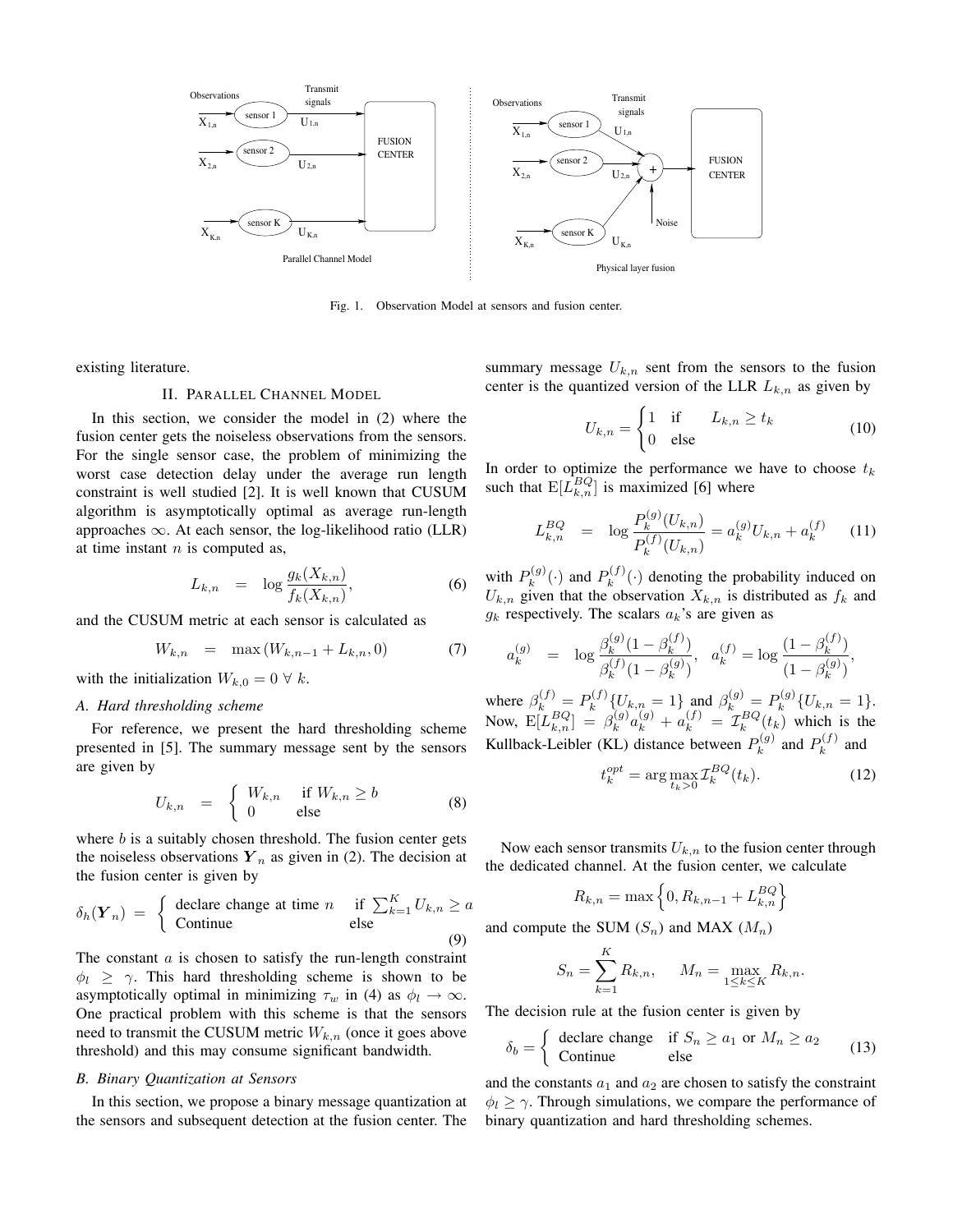Fig. 1. Observation Model at sensors and fusion center.

existing literature.

## II. Parallel Channel Model

In this section, we consider the model in (2) where the fusion center gets the noiseless observations from the sensors. For the single sensor case, the problem of minimizing the worst case detection delay under the average run length constraint is well studied [2]. It is well known that CUSUM algorithm is asymptotically optimal as average run-length approaches $\infty$. At each sensor, the log-likelihood ratio (LLR) at time instant $n$ is computed as,

$$L_{k,n} = \log \frac{g_k(X_{k,n})}{f_k(X_{k,n})}, \tag{6}$$

and the CUSUM metric at each sensor is calculated as

$$W_{k,n} = \max(W_{k,n-1} + L_{k,n}, 0) \tag{7}$$

with the initialization $W_{k,0} = 0 \ \forall \ k$.

### A. Hard thresholding scheme

For reference, we present the hard thresholding scheme presented in [5]. The summary message sent by the sensors are given by

$$U_{k,n} = \begin{cases} W_{k,n} & \text{if } W_{k,n} \geq b \\ 0 & \text{else} \end{cases} \tag{8}$$

where $b$ is a suitably chosen threshold. The fusion center gets the noiseless observations $\boldsymbol{Y}_n$ as given in (2). The decision at the fusion center is given by

$$\delta_h(\boldsymbol{Y}_n) = \begin{cases} \text{declare change at time } n & \text{if } \sum_{k=1}^{K} U_{k,n} \geq a \\ \text{Continue} & \text{else} \end{cases} \tag{9}$$

The constant $a$ is chosen to satisfy the run-length constraint $\phi_l \geq \gamma$. This hard thresholding scheme is shown to be asymptotically optimal in minimizing $\tau_w$ in (4) as $\phi_l \to \infty$. One practical problem with this scheme is that the sensors need to transmit the CUSUM metric $W_{k,n}$ (once it goes above threshold) and this may consume significant bandwidth.

### B. Binary Quantization at Sensors

In this section, we propose a binary message quantization at the sensors and subsequent detection at the fusion center. The summary message $U_{k,n}$ sent from the sensors to the fusion center is the quantized version of the LLR $L_{k,n}$ as given by

$$U_{k,n} = \begin{cases} 1 & \text{if} \quad L_{k,n} \geq t_k \\ 0 & \text{else} \end{cases} \tag{10}$$

In order to optimize the performance we have to choose $t_k$ such that $\mathrm{E}[L_{k,n}^{BQ}]$ is maximized [6] where

$$L_{k,n}^{BQ} = \log \frac{P_k^{(g)}(U_{k,n})}{P_k^{(f)}(U_{k,n})} = a_k^{(g)} U_{k,n} + a_k^{(f)} \tag{11}$$

with $P_k^{(g)}(\cdot)$ and $P_k^{(f)}(\cdot)$ denoting the probability induced on $U_{k,n}$ given that the observation $X_{k,n}$ is distributed as $f_k$ and $g_k$ respectively. The scalars $a_k$'s are given as

$$a_k^{(g)} = \log \frac{\beta_k^{(g)}(1-\beta_k^{(f)})}{\beta_k^{(f)}(1-\beta_k^{(g)})}, \quad a_k^{(f)} = \log \frac{(1-\beta_k^{(f)})}{(1-\beta_k^{(g)})},$$

where $\beta_k^{(f)} = P_k^{(f)}\{U_{k,n} = 1\}$ and $\beta_k^{(g)} = P_k^{(g)}\{U_{k,n} = 1\}$. Now, $\mathrm{E}[L_{k,n}^{BQ}] = \beta_k^{(g)} a_k^{(g)} + a_k^{(f)} = \mathcal{I}_k^{BQ}(t_k)$ which is the Kullback-Leibler (KL) distance between $P_k^{(g)}$ and $P_k^{(f)}$ and

$$t_k^{opt} = \arg\max_{t_k > 0} \mathcal{I}_k^{BQ}(t_k). \tag{12}$$

Now each sensor transmits $U_{k,n}$ to the fusion center through the dedicated channel. At the fusion center, we calculate

$$R_{k,n} = \max\left\{0, R_{k,n-1} + L_{k,n}^{BQ}\right\}$$

and compute the SUM ($S_n$) and MAX ($M_n$)

$$S_n = \sum_{k=1}^{K} R_{k,n}, \qquad M_n = \max_{1 \leq k \leq K} R_{k,n}.$$

The decision rule at the fusion center is given by

$$\delta_b = \begin{cases} \text{declare change} & \text{if } S_n \geq a_1 \text{ or } M_n \geq a_2 \\ \text{Continue} & \text{else} \end{cases} \tag{13}$$

and the constants $a_1$ and $a_2$ are chosen to satisfy the constraint $\phi_l \geq \gamma$. Through simulations, we compare the performance of binary quantization and hard thresholding schemes.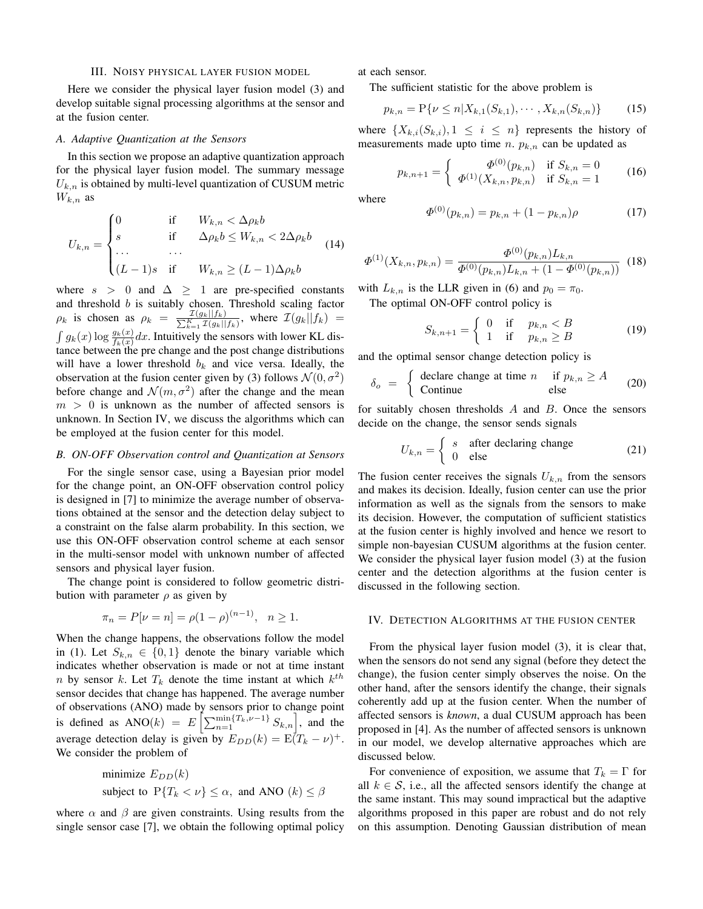## III. Noisy physical layer fusion model

Here we consider the physical layer fusion model (3) and develop suitable signal processing algorithms at the sensor and at the fusion center.

### A. Adaptive Quantization at the Sensors

In this section we propose an adaptive quantization approach for the physical layer fusion model. The summary message $U_{k,n}$ is obtained by multi-level quantization of CUSUM metric $W_{k,n}$ as

$$U_{k,n} = \begin{cases} 0 & \text{if} \quad W_{k,n} < \Delta \rho_k b \\ s & \text{if} \quad \Delta \rho_k b \leq W_{k,n} < 2\Delta \rho_k b \\ \dots & \dots \\ (L-1)s & \text{if} \quad W_{k,n} \geq (L-1)\Delta \rho_k b \end{cases} \tag{14}$$

where $s > 0$ and $\Delta \geq 1$ are pre-specified constants and threshold $b$ is suitably chosen. Threshold scaling factor $\rho_k$ is chosen as $\rho_k = \frac{\mathcal{I}(g_k||f_k)}{\sum_{k=1}^{K} \mathcal{I}(g_k||f_k)}$, where $\mathcal{I}(g_k||f_k) = \int g_k(x) \log \frac{g_k(x)}{f_k(x)} dx$. Intuitively the sensors with lower KL distance between the pre change and the post change distributions will have a lower threshold $b_k$ and vice versa. Ideally, the observation at the fusion center given by (3) follows $\mathcal{N}(0, \sigma^2)$ before change and $\mathcal{N}(m, \sigma^2)$ after the change and the mean $m > 0$ is unknown as the number of affected sensors is unknown. In Section IV, we discuss the algorithms which can be employed at the fusion center for this model.

### B. ON-OFF Observation control and Quantization at Sensors

For the single sensor case, using a Bayesian prior model for the change point, an ON-OFF observation control policy is designed in [7] to minimize the average number of observations obtained at the sensor and the detection delay subject to a constraint on the false alarm probability. In this section, we use this ON-OFF observation control scheme at each sensor in the multi-sensor model with unknown number of affected sensors and physical layer fusion.

The change point is considered to follow geometric distribution with parameter $\rho$ as given by

$$\pi_n = P[\nu = n] = \rho(1-\rho)^{(n-1)}, \quad n \geq 1.$$

When the change happens, the observations follow the model in (1). Let $S_{k,n} \in \{0, 1\}$ denote the binary variable which indicates whether observation is made or not at time instant $n$ by sensor $k$. Let $T_k$ denote the time instant at which $k^{th}$ sensor decides that change has happened. The average number of observations (ANO) made by sensors prior to change point is defined as $\text{ANO}(k) = E\left[\sum_{n=1}^{\min\{T_k, \nu-1\}} S_{k,n}\right]$, and the average detection delay is given by $E_{DD}(k) = \text{E}(T_k - \nu)^+$. We consider the problem of

$$\begin{aligned} &\text{minimize } E_{DD}(k) \\ &\text{subject to } \text{P}\{T_k < \nu\} \leq \alpha, \text{ and ANO } (k) \leq \beta \end{aligned}$$

where $\alpha$ and $\beta$ are given constraints. Using results from the single sensor case [7], we obtain the following optimal policy at each sensor.

The sufficient statistic for the above problem is

$$p_{k,n} = \text{P}\{\nu \leq n | X_{k,1}(S_{k,1}), \cdots, X_{k,n}(S_{k,n})\} \tag{15}$$

where $\{X_{k,i}(S_{k,i}), 1 \leq i \leq n\}$ represents the history of measurements made upto time $n$. $p_{k,n}$ can be updated as

$$p_{k,n+1} = \begin{cases} \Phi^{(0)}(p_{k,n}) & \text{if } S_{k,n} = 0 \\ \Phi^{(1)}(X_{k,n}, p_{k,n}) & \text{if } S_{k,n} = 1 \end{cases} \tag{16}$$

where

$$\Phi^{(0)}(p_{k,n}) = p_{k,n} + (1 - p_{k,n})\rho \tag{17}$$

$$\Phi^{(1)}(X_{k,n}, p_{k,n}) = \frac{\Phi^{(0)}(p_{k,n}) L_{k,n}}{\Phi^{(0)}(p_{k,n}) L_{k,n} + (1 - \Phi^{(0)}(p_{k,n}))} \tag{18}$$

with $L_{k,n}$ is the LLR given in (6) and $p_0 = \pi_0$.

The optimal ON-OFF control policy is

$$S_{k,n+1} = \begin{cases} 0 & \text{if} \quad p_{k,n} < B \\ 1 & \text{if} \quad p_{k,n} \geq B \end{cases} \tag{19}$$

and the optimal sensor change detection policy is

$$\delta_o = \begin{cases} \text{declare change at time } n & \text{if } p_{k,n} \geq A \\ \text{Continue} & \text{else} \end{cases} \tag{20}$$

for suitably chosen thresholds $A$ and $B$. Once the sensors decide on the change, the sensor sends signals

$$U_{k,n} = \begin{cases} s & \text{after declaring change} \\ 0 & \text{else} \end{cases} \tag{21}$$

The fusion center receives the signals $U_{k,n}$ from the sensors and makes its decision. Ideally, fusion center can use the prior information as well as the signals from the sensors to make its decision. However, the computation of sufficient statistics at the fusion center is highly involved and hence we resort to simple non-bayesian CUSUM algorithms at the fusion center. We consider the physical layer fusion model (3) at the fusion center and the detection algorithms at the fusion center is discussed in the following section.

## IV. Detection Algorithms at the fusion center

From the physical layer fusion model (3), it is clear that, when the sensors do not send any signal (before they detect the change), the fusion center simply observes the noise. On the other hand, after the sensors identify the change, their signals coherently add up at the fusion center. When the number of affected sensors is *known*, a dual CUSUM approach has been proposed in [4]. As the number of affected sensors is unknown in our model, we develop alternative approaches which are discussed below.

For convenience of exposition, we assume that $T_k = \Gamma$ for all $k \in \mathcal{S}$, i.e., all the affected sensors identify the change at the same instant. This may sound impractical but the adaptive algorithms proposed in this paper are robust and do not rely on this assumption. Denoting Gaussian distribution of mean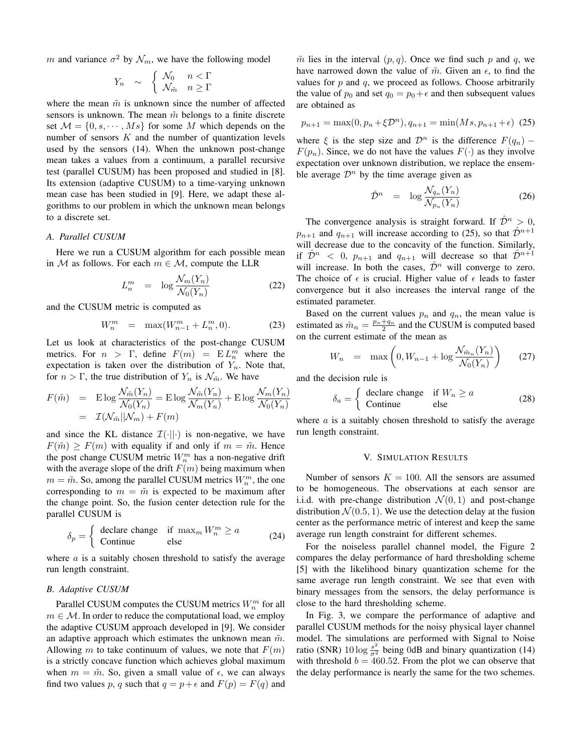$m$ and variance $\sigma^2$ by $\mathcal{N}_m$, we have the following model

$$Y_n \sim \begin{cases} \mathcal{N}_0 & n < \Gamma \\ \mathcal{N}_{\tilde{m}} & n \geq \Gamma \end{cases}$$

where the mean $\tilde{m}$ is unknown since the number of affected sensors is unknown. The mean $\tilde{m}$ belongs to a finite discrete set $\mathcal{M} = \{0, s, \cdots, Ms\}$ for some $M$ which depends on the number of sensors $K$ and the number of quantization levels used by the sensors (14). When the unknown post-change mean takes a values from a continuum, a parallel recursive test (parallel CUSUM) has been proposed and studied in [8]. Its extension (adaptive CUSUM) to a time-varying unknown mean case has been studied in [9]. Here, we adapt these algorithms to our problem in which the unknown mean belongs to a discrete set.

### A. Parallel CUSUM

Here we run a CUSUM algorithm for each possible mean in $\mathcal{M}$ as follows. For each $m \in \mathcal{M}$, compute the LLR

$$L_n^m = \log \frac{\mathcal{N}_m(Y_n)}{\mathcal{N}_0(Y_n)} \tag{22}$$

and the CUSUM metric is computed as

$$W_n^m = \max(W_{n-1}^m + L_n^m, 0). \tag{23}$$

Let us look at characteristics of the post-change CUSUM metrics. For $n > \Gamma$, define $F(m) = \mathrm{E}\, L_n^m$ where the expectation is taken over the distribution of $Y_n$. Note that, for $n > \Gamma$, the true distribution of $Y_n$ is $\mathcal{N}_{\tilde{m}}$. We have

$$\begin{aligned} F(\tilde{m}) &= \mathrm{E} \log \frac{\mathcal{N}_{\tilde{m}}(Y_n)}{\mathcal{N}_0(Y_n)} = \mathrm{E} \log \frac{\mathcal{N}_{\tilde{m}}(Y_n)}{\mathcal{N}_m(Y_n)} + \mathrm{E} \log \frac{\mathcal{N}_m(Y_n)}{\mathcal{N}_0(Y_n)} \\ &= \mathcal{I}(\mathcal{N}_{\tilde{m}} || \mathcal{N}_m) + F(m) \end{aligned}$$

and since the KL distance $\mathcal{I}(\cdot||\cdot)$ is non-negative, we have $F(\tilde{m}) \geq F(m)$ with equality if and only if $m = \tilde{m}$. Hence the post change CUSUM metric $W_n^m$ has a non-negative drift with the average slope of the drift $F(m)$ being maximum when $m = \tilde{m}$. So, among the parallel CUSUM metrics $W_n^m$, the one corresponding to $m = \tilde{m}$ is expected to be maximum after the change point. So, the fusion center detection rule for the parallel CUSUM is

$$\delta_p = \begin{cases} \text{declare change} & \text{if } \max_m W_n^m \geq a \\ \text{Continue} & \text{else} \end{cases} \tag{24}$$

where $a$ is a suitably chosen threshold to satisfy the average run length constraint.

### B. Adaptive CUSUM

Parallel CUSUM computes the CUSUM metrics $W_n^m$ for all $m \in \mathcal{M}$. In order to reduce the computational load, we employ the adaptive CUSUM approach developed in [9]. We consider an adaptive approach which estimates the unknown mean $\tilde{m}$. Allowing $m$ to take continuum of values, we note that $F(m)$ is a strictly concave function which achieves global maximum when $m = \tilde{m}$. So, given a small value of $\epsilon$, we can always find two values $p$, $q$ such that $q = p + \epsilon$ and $F(p) = F(q)$ and $\tilde{m}$ lies in the interval $(p, q)$. Once we find such $p$ and $q$, we have narrowed down the value of $\tilde{m}$. Given an $\epsilon$, to find the values for $p$ and $q$, we proceed as follows. Choose arbitrarily the value of $p_0$ and set $q_0 = p_0 + \epsilon$ and then subsequent values are obtained as

$$p_{n+1} = \max(0, p_n + \xi \mathcal{D}^n), q_{n+1} = \min(Ms, p_{n+1} + \epsilon) \tag{25}$$

where $\xi$ is the step size and $\mathcal{D}^n$ is the difference $F(q_n) - F(p_n)$. Since, we do not have the values $F(\cdot)$ as they involve expectation over unknown distribution, we replace the ensemble average $\mathcal{D}^n$ by the time average given as

$$\hat{\mathcal{D}}^n = \log \frac{\mathcal{N}_{q_n}(Y_n)}{\mathcal{N}_{p_n}(Y_n)} \tag{26}$$

The convergence analysis is straight forward. If $\hat{\mathcal{D}}^n > 0$, $p_{n+1}$ and $q_{n+1}$ will increase according to (25), so that $\hat{\mathcal{D}}^{n+1}$ will decrease due to the concavity of the function. Similarly, if $\hat{\mathcal{D}}^n < 0$, $p_{n+1}$ and $q_{n+1}$ will decrease so that $\hat{\mathcal{D}}^{n+1}$ will increase. In both the cases, $\hat{\mathcal{D}}^n$ will converge to zero. The choice of $\epsilon$ is crucial. Higher value of $\epsilon$ leads to faster convergence but it also increases the interval range of the estimated parameter.

Based on the current values $p_n$ and $q_n$, the mean value is estimated as $\hat{m}_n = \frac{p_n + q_n}{2}$ and the CUSUM is computed based on the current estimate of the mean as

$$W_n = \max\left(0, W_{n-1} + \log \frac{\mathcal{N}_{\hat{m}_n}(Y_n)}{\mathcal{N}_0(Y_n)}\right) \tag{27}$$

and the decision rule is

$$\delta_a = \begin{cases} \text{declare change} & \text{if } W_n \geq a \\ \text{Continue} & \text{else} \end{cases} \tag{28}$$

where $a$ is a suitably chosen threshold to satisfy the average run length constraint.

## V. Simulation Results

Number of sensors $K = 100$. All the sensors are assumed to be homogeneous. The observations at each sensor are i.i.d. with pre-change distribution $\mathcal{N}(0, 1)$ and post-change distribution $\mathcal{N}(0.5, 1)$. We use the detection delay at the fusion center as the performance metric of interest and keep the same average run length constraint for different schemes.

For the noiseless parallel channel model, the Figure 2 compares the delay performance of hard thresholding scheme [5] with the likelihood binary quantization scheme for the same average run length constraint. We see that even with binary messages from the sensors, the delay performance is close to the hard thresholding scheme.

In Fig. 3, we compare the performance of adaptive and parallel CUSUM methods for the noisy physical layer channel model. The simulations are performed with Signal to Noise ratio (SNR) $10 \log \frac{s^2}{\sigma^2}$ being 0dB and binary quantization (14) with threshold $b = 460.52$. From the plot we can observe that the delay performance is nearly the same for the two schemes.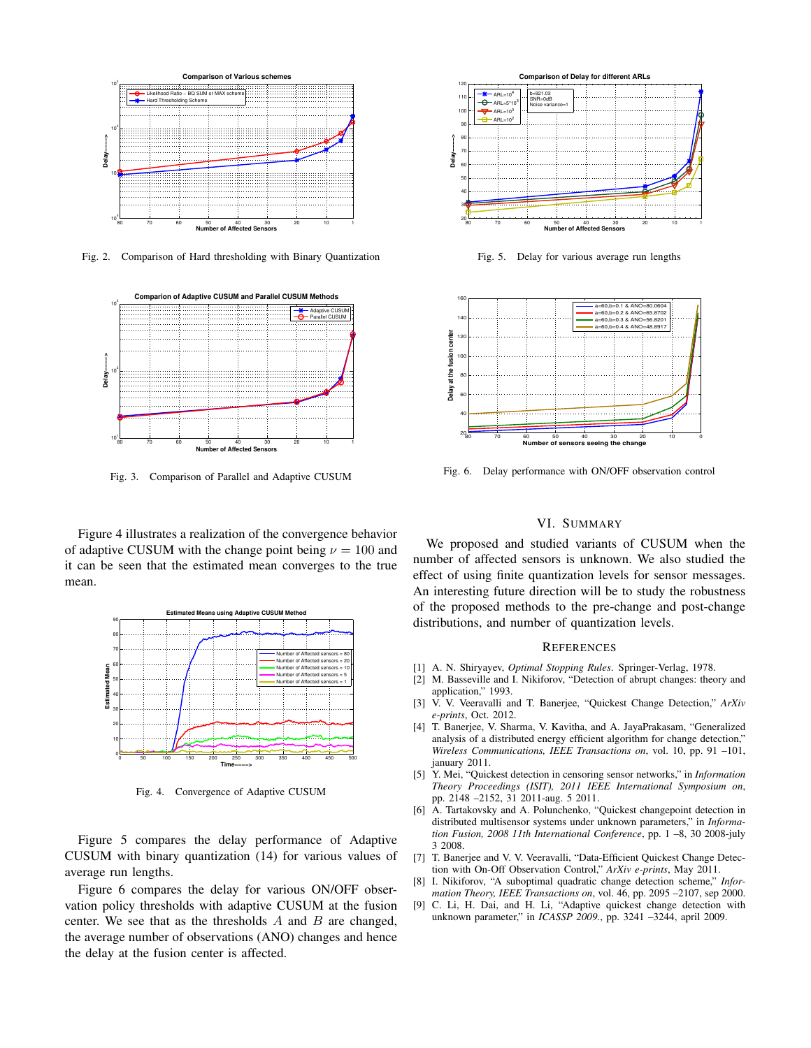Comparison of Various schemes

Likelihood Ratio – BQ SUM or MAX scheme
Hard Thresholding Scheme

Delay------>

Number of Affected Sensors

Fig. 2. Comparison of Hard thresholding with Binary Quantization

Comparison of Delay for different ARLs

ARL=$10^4$
ARL=$5*10^3$
ARL=$10^3$
ARL=$10^2$

b=921.03
SNR=0dB
Noise variance=1

Delay------>

Number of Affected Sensors

Fig. 5. Delay for various average run lengths

Comparion of Adaptive CUSUM and Parallel CUSUM Methods

Adaptive CUSUM
Parallel CUSUM

Delay------>

Number of Affected Sensors

Fig. 3. Comparison of Parallel and Adaptive CUSUM

a=60,b=0.1 & ANO=80.0604
a=60,b=0.2 & ANO=65.8702
a=60,b=0.3 & ANO=56.8201
a=60,b=0.4 & ANO=48.8917

Delay at the fusion center

Number of sensors seeing the change

Fig. 6. Delay performance with ON/OFF observation control

Figure 4 illustrates a realization of the convergence behavior of adaptive CUSUM with the change point being $\nu = 100$ and it can be seen that the estimated mean converges to the true mean.

Estimated Means using Adaptive CUSUM Method

Number of Affected sensors = 80
Number of Affected sensors = 20
Number of Affected sensors = 10
Number of Affected sensors = 5
Number of Affected sensors = 1

Estimated Mean

Time----->

Fig. 4. Convergence of Adaptive CUSUM

Figure 5 compares the delay performance of Adaptive CUSUM with binary quantization (14) for various values of average run lengths.

Figure 6 compares the delay for various ON/OFF observation policy thresholds with adaptive CUSUM at the fusion center. We see that as the thresholds $A$ and $B$ are changed, the average number of observations (ANO) changes and hence the delay at the fusion center is affected.

## VI. Summary

We proposed and studied variants of CUSUM when the number of affected sensors is unknown. We also studied the effect of using finite quantization levels for sensor messages. An interesting future direction will be to study the robustness of the proposed methods to the pre-change and post-change distributions, and number of quantization levels.

## References

[1] A. N. Shiryayev, *Optimal Stopping Rules*. Springer-Verlag, 1978.

[2] M. Basseville and I. Nikiforov, "Detection of abrupt changes: theory and application," 1993.

[3] V. V. Veeravalli and T. Banerjee, "Quickest Change Detection," *ArXiv e-prints*, Oct. 2012.

[4] T. Banerjee, V. Sharma, V. Kavitha, and A. JayaPrakasam, "Generalized analysis of a distributed energy efficient algorithm for change detection," *Wireless Communications, IEEE Transactions on*, vol. 10, pp. 91 –101, january 2011.

[5] Y. Mei, "Quickest detection in censoring sensor networks," in *Information Theory Proceedings (ISIT), 2011 IEEE International Symposium on*, pp. 2148 –2152, 31 2011-aug. 5 2011.

[6] A. Tartakovsky and A. Polunchenko, "Quickest changepoint detection in distributed multisensor systems under unknown parameters," in *Information Fusion, 2008 11th International Conference*, pp. 1 –8, 30 2008-july 3 2008.

[7] T. Banerjee and V. V. Veeravalli, "Data-Efficient Quickest Change Detection with On-Off Observation Control," *ArXiv e-prints*, May 2011.

[8] I. Nikiforov, "A suboptimal quadratic change detection scheme," *Information Theory, IEEE Transactions on*, vol. 46, pp. 2095 –2107, sep 2000.

[9] C. Li, H. Dai, and H. Li, "Adaptive quickest change detection with unknown parameter," in *ICASSP 2009.*, pp. 3241 –3244, april 2009.